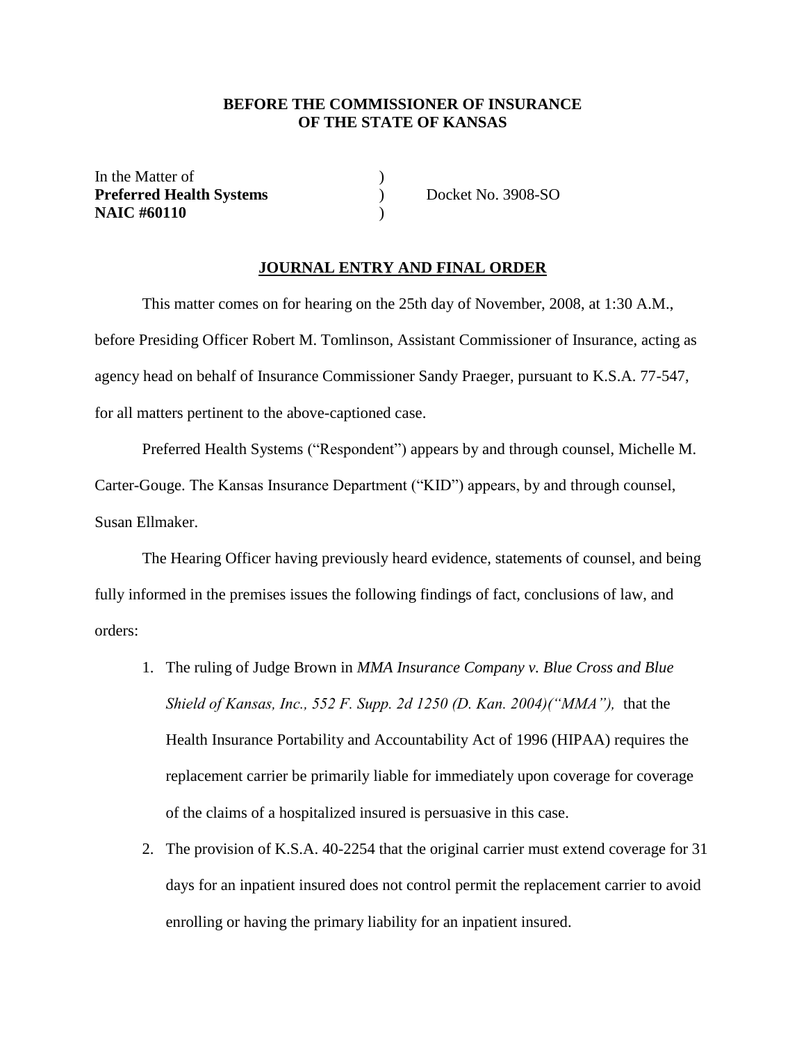**BEFORE THE COMMISSIONER OF INSURANCE**
**OF THE STATE OF KANSAS**

| | | |
|---|---|---|
| In the Matter of | ) | |
| **Preferred Health Systems** | ) | Docket No. 3908-SO |
| **NAIC #60110** | ) | |

**JOURNAL ENTRY AND FINAL ORDER**

This matter comes on for hearing on the 25th day of November, 2008, at 1:30 A.M., before Presiding Officer Robert M. Tomlinson, Assistant Commissioner of Insurance, acting as agency head on behalf of Insurance Commissioner Sandy Praeger, pursuant to K.S.A. 77-547, for all matters pertinent to the above-captioned case.

Preferred Health Systems ("Respondent") appears by and through counsel, Michelle M. Carter-Gouge. The Kansas Insurance Department ("KID") appears, by and through counsel, Susan Ellmaker.

The Hearing Officer having previously heard evidence, statements of counsel, and being fully informed in the premises issues the following findings of fact, conclusions of law, and orders:

1. The ruling of Judge Brown in *MMA Insurance Company v. Blue Cross and Blue Shield of Kansas, Inc., 552 F. Supp. 2d 1250 (D. Kan. 2004)("MMA"),* that the Health Insurance Portability and Accountability Act of 1996 (HIPAA) requires the replacement carrier be primarily liable for immediately upon coverage for coverage of the claims of a hospitalized insured is persuasive in this case.
2. The provision of K.S.A. 40-2254 that the original carrier must extend coverage for 31 days for an inpatient insured does not control permit the replacement carrier to avoid enrolling or having the primary liability for an inpatient insured.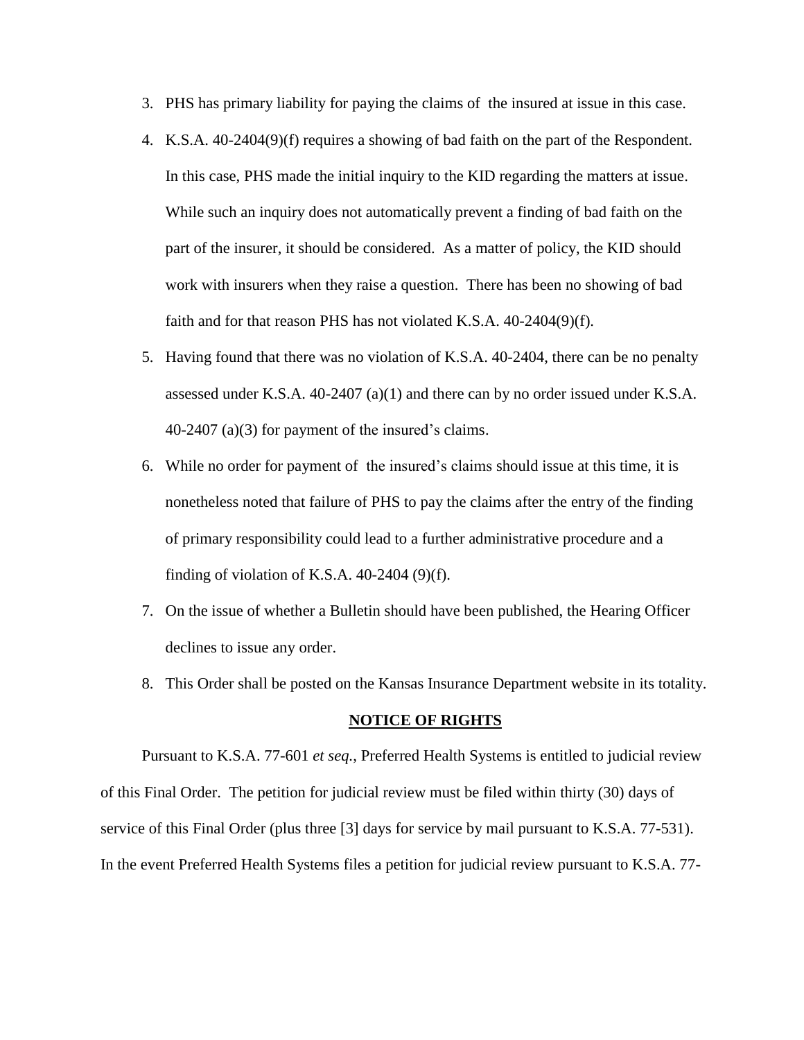3. PHS has primary liability for paying the claims of the insured at issue in this case.
4. K.S.A. 40-2404(9)(f) requires a showing of bad faith on the part of the Respondent. In this case, PHS made the initial inquiry to the KID regarding the matters at issue. While such an inquiry does not automatically prevent a finding of bad faith on the part of the insurer, it should be considered. As a matter of policy, the KID should work with insurers when they raise a question. There has been no showing of bad faith and for that reason PHS has not violated K.S.A. 40-2404(9)(f).
5. Having found that there was no violation of K.S.A. 40-2404, there can be no penalty assessed under K.S.A. 40-2407 (a)(1) and there can by no order issued under K.S.A. 40-2407 (a)(3) for payment of the insured's claims.
6. While no order for payment of the insured's claims should issue at this time, it is nonetheless noted that failure of PHS to pay the claims after the entry of the finding of primary responsibility could lead to a further administrative procedure and a finding of violation of K.S.A. 40-2404 (9)(f).
7. On the issue of whether a Bulletin should have been published, the Hearing Officer declines to issue any order.
8. This Order shall be posted on the Kansas Insurance Department website in its totality.

**NOTICE OF RIGHTS**

Pursuant to K.S.A. 77-601 *et seq.*, Preferred Health Systems is entitled to judicial review of this Final Order. The petition for judicial review must be filed within thirty (30) days of service of this Final Order (plus three [3] days for service by mail pursuant to K.S.A. 77-531). In the event Preferred Health Systems files a petition for judicial review pursuant to K.S.A. 77-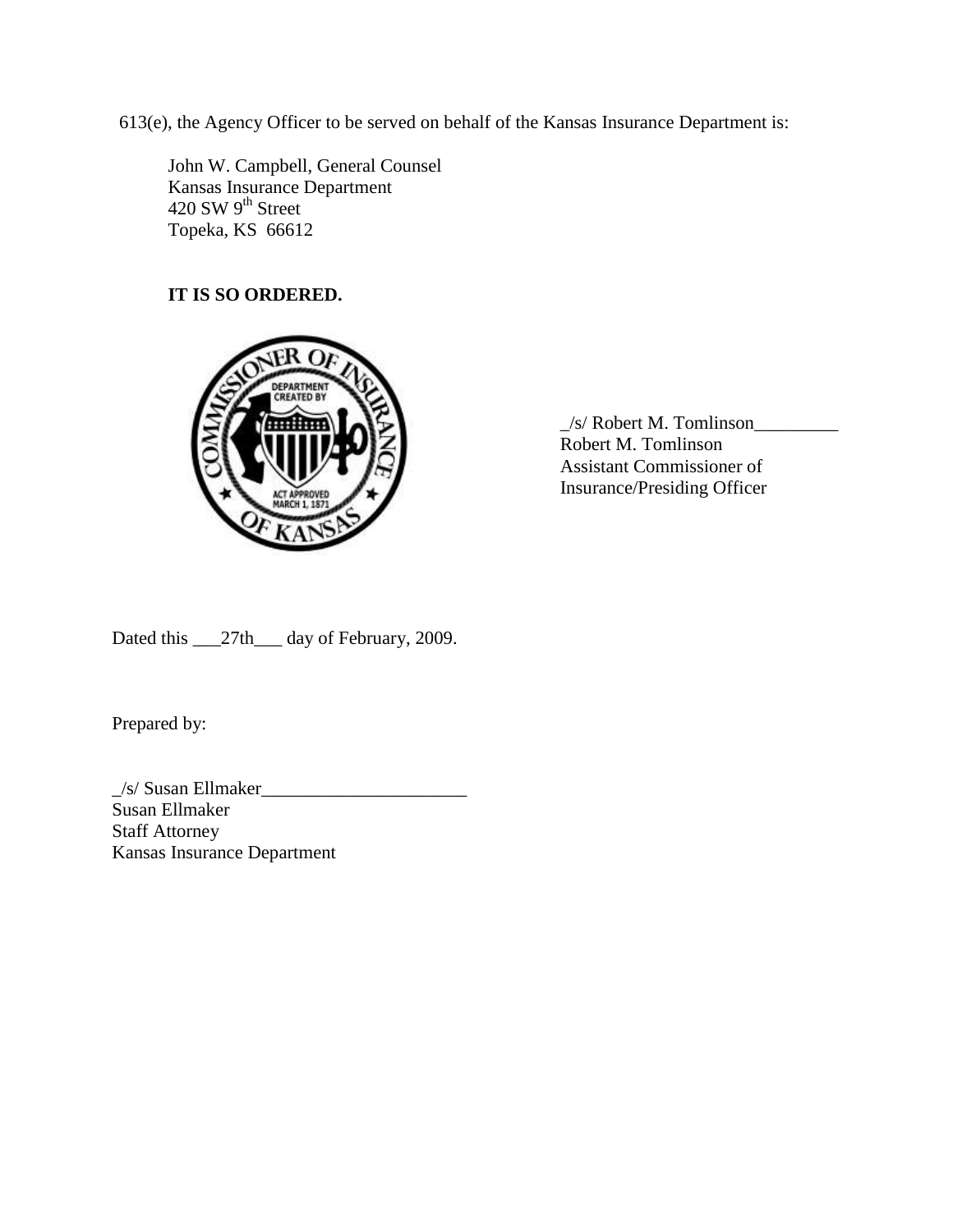613(e), the Agency Officer to be served on behalf of the Kansas Insurance Department is:

John W. Campbell, General Counsel
Kansas Insurance Department
420 SW 9th Street
Topeka, KS 66612

**IT IS SO ORDERED.**

_/s/ Robert M. Tomlinson_________
Robert M. Tomlinson
Assistant Commissioner of
Insurance/Presiding Officer

Dated this ___27th___ day of February, 2009.

Prepared by:

_/s/ Susan Ellmaker______________________
Susan Ellmaker
Staff Attorney
Kansas Insurance Department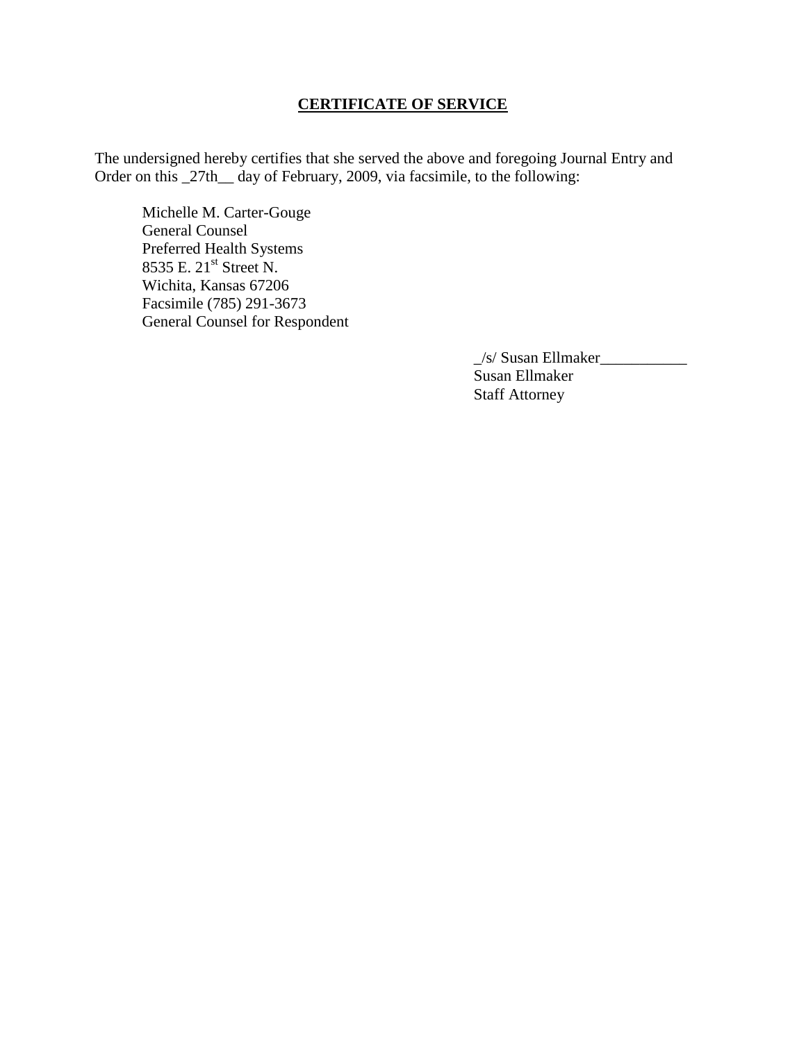**CERTIFICATE OF SERVICE**

The undersigned hereby certifies that she served the above and foregoing Journal Entry and Order on this _27th__ day of February, 2009, via facsimile, to the following:

Michelle M. Carter-Gouge
General Counsel
Preferred Health Systems
8535 E. 21st Street N.
Wichita, Kansas 67206
Facsimile (785) 291-3673
General Counsel for Respondent

_/s/ Susan Ellmaker___________
Susan Ellmaker
Staff Attorney